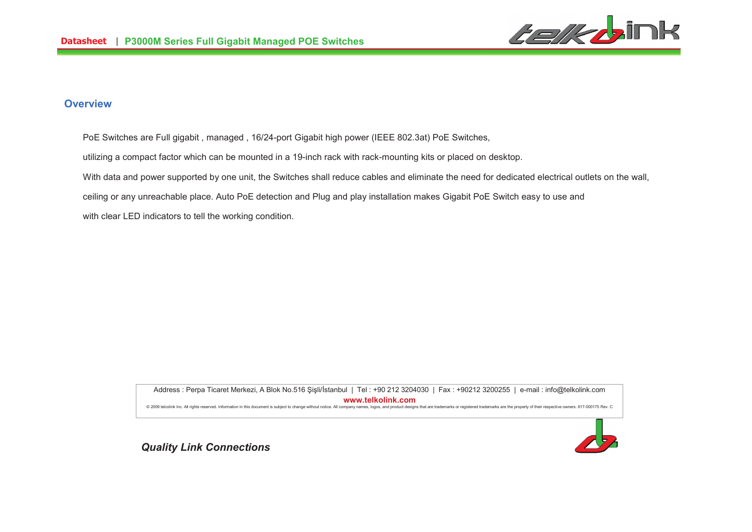## Overview

PoE Switches are Full gigabit , managed , 16/24-port Gigabit high power (IEEE 802.3at) PoE Switches, utilizing a compact factor which can be mounted in a 19-inch rack with rack-mounting kits or placed on desktop. With data and power supported by one unit, the Switches shall reduce cables and eliminate the need for dedicated electrical outlets on the wall, ceiling or any unreachable place. Auto PoE detection and Plug and play installation makes Gigabit PoE Switch easy to use and with clear LED indicators to tell the working condition.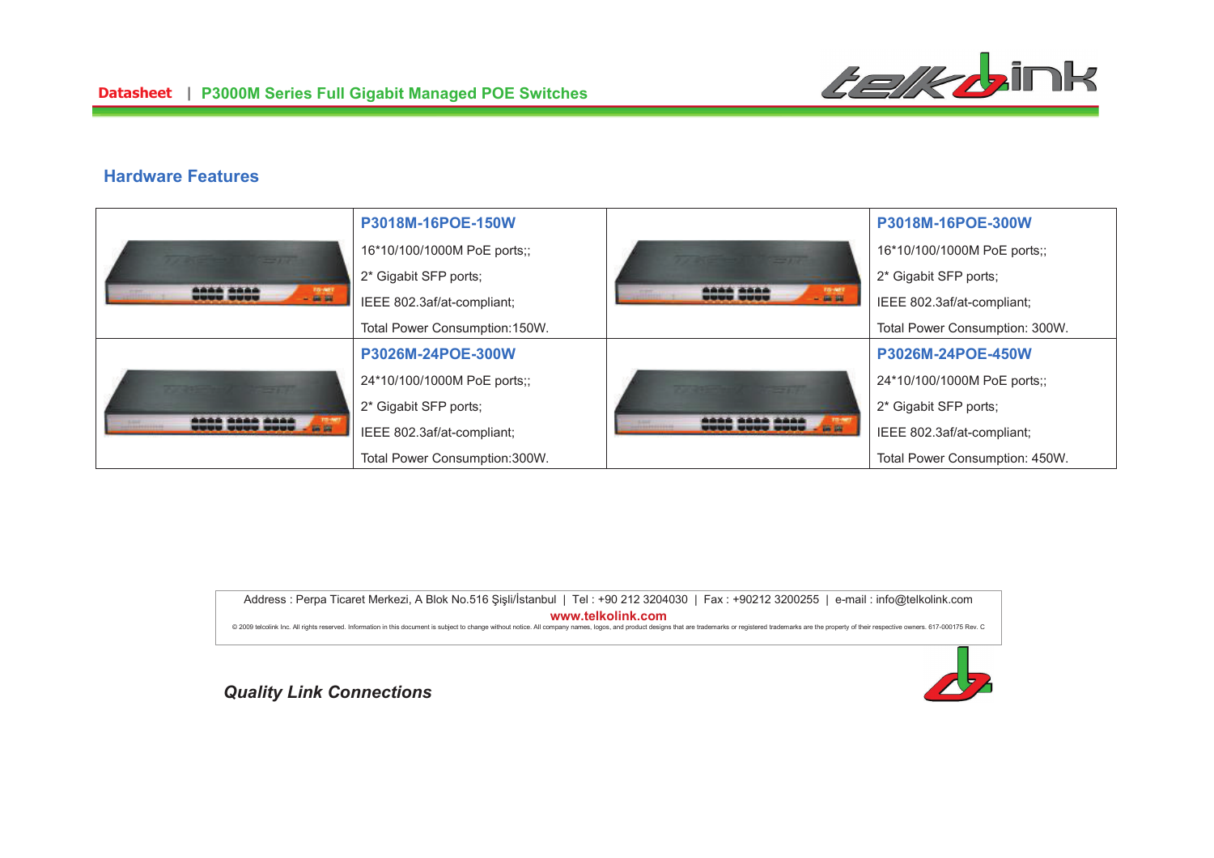## Hardware Features

| | |
|---|---|
| **P3018M-16POE-150W**<br>16*10/100/1000M PoE ports;;<br>2* Gigabit SFP ports;<br>IEEE 802.3af/at-compliant;<br>Total Power Consumption:150W. | **P3018M-16POE-300W**<br>16*10/100/1000M PoE ports;;<br>2* Gigabit SFP ports;<br>IEEE 802.3af/at-compliant;<br>Total Power Consumption: 300W. |
| **P3026M-24POE-300W**<br>24*10/100/1000M PoE ports;;<br>2* Gigabit SFP ports;<br>IEEE 802.3af/at-compliant;<br>Total Power Consumption:300W. | **P3026M-24POE-450W**<br>24*10/100/1000M PoE ports;;<br>2* Gigabit SFP ports;<br>IEEE 802.3af/at-compliant;<br>Total Power Consumption: 450W. |

Address : Perpa Ticaret Merkezi, A Blok No.516 Şişli/İstanbul | Tel : +90 212 3204030 | Fax : +90212 3200255 | e-mail : info@telkolink.com
**www.telkolink.com**
© 2009 telcolink Inc. All rights reserved. Information in this document is subject to change without notice. All company names, logos, and product designs that are trademarks or registered trademarks are the property of their respective owners. 617-000175 Rev. C

***Quality Link Connections***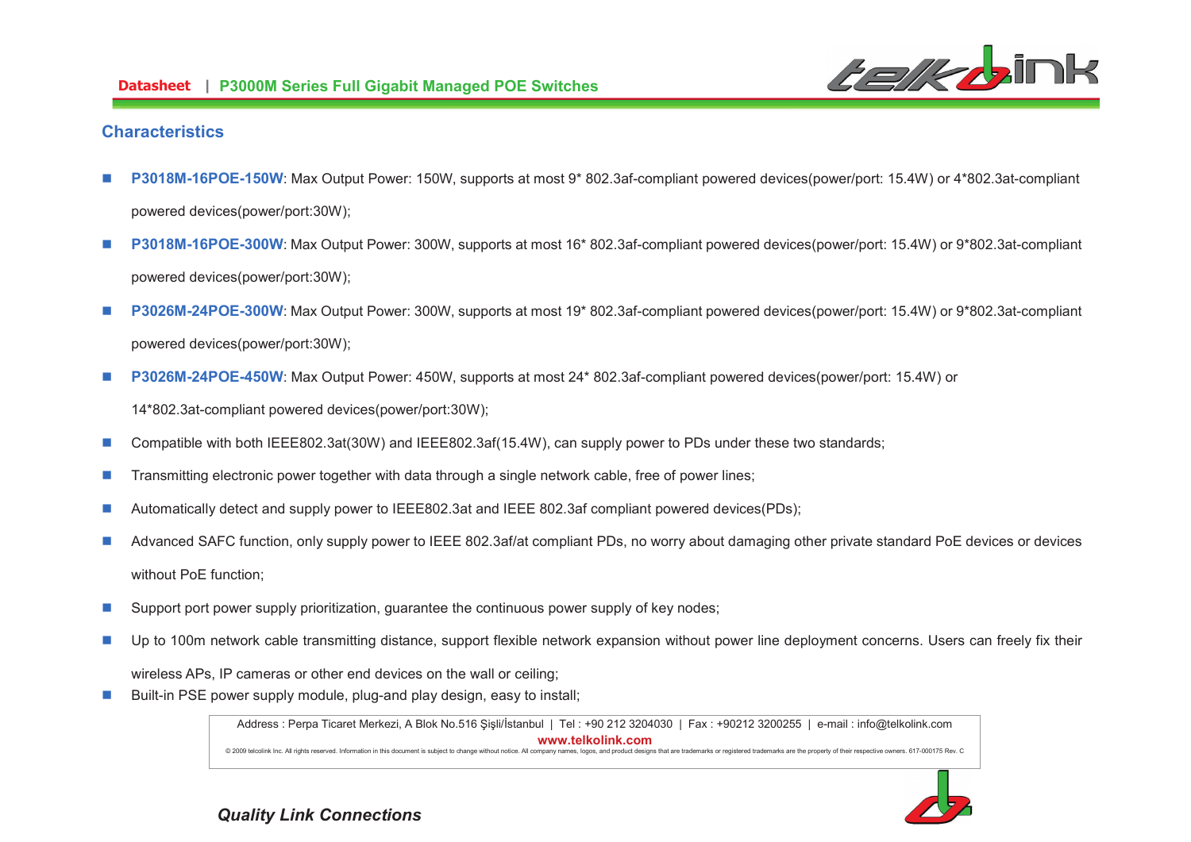## Characteristics

- **P3018M-16POE-150W**: Max Output Power: 150W, supports at most 9* 802.3af-compliant powered devices(power/port: 15.4W) or 4*802.3at-compliant powered devices(power/port:30W);
- **P3018M-16POE-300W**: Max Output Power: 300W, supports at most 16* 802.3af-compliant powered devices(power/port: 15.4W) or 9*802.3at-compliant powered devices(power/port:30W);
- **P3026M-24POE-300W**: Max Output Power: 300W, supports at most 19* 802.3af-compliant powered devices(power/port: 15.4W) or 9*802.3at-compliant powered devices(power/port:30W);
- **P3026M-24POE-450W**: Max Output Power: 450W, supports at most 24* 802.3af-compliant powered devices(power/port: 15.4W) or 14*802.3at-compliant powered devices(power/port:30W);
- Compatible with both IEEE802.3at(30W) and IEEE802.3af(15.4W), can supply power to PDs under these two standards;
- Transmitting electronic power together with data through a single network cable, free of power lines;
- Automatically detect and supply power to IEEE802.3at and IEEE 802.3af compliant powered devices(PDs);
- Advanced SAFC function, only supply power to IEEE 802.3af/at compliant PDs, no worry about damaging other private standard PoE devices or devices without PoE function;
- Support port power supply prioritization, guarantee the continuous power supply of key nodes;
- Up to 100m network cable transmitting distance, support flexible network expansion without power line deployment concerns. Users can freely fix their wireless APs, IP cameras or other end devices on the wall or ceiling;
- Built-in PSE power supply module, plug-and play design, easy to install;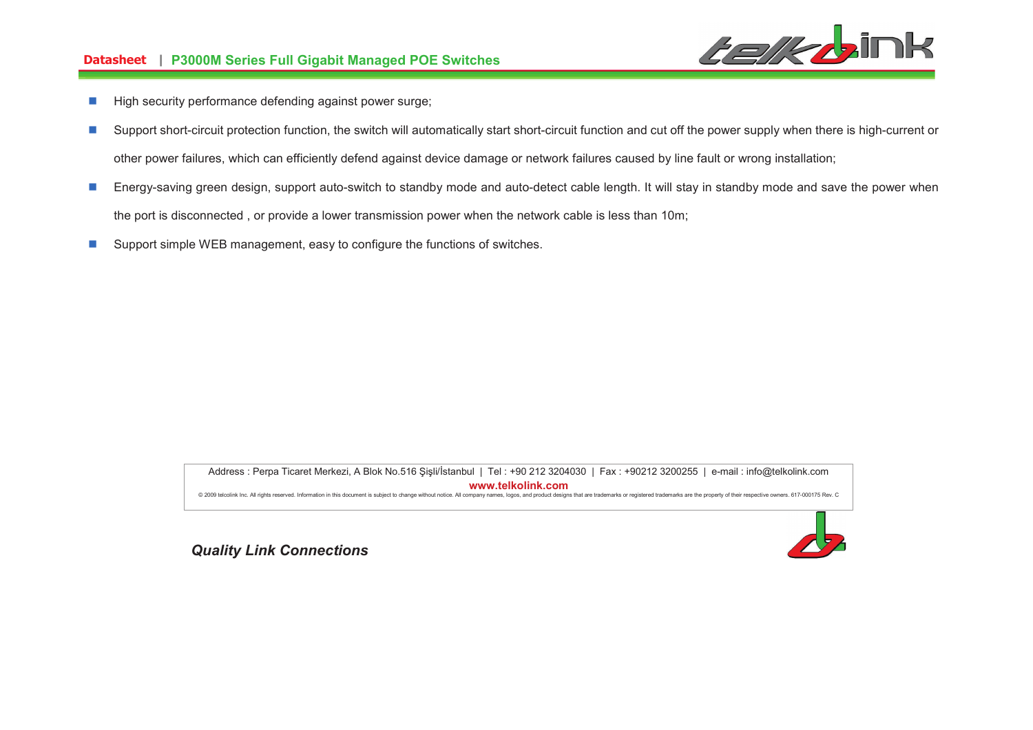- High security performance defending against power surge;
- Support short-circuit protection function, the switch will automatically start short-circuit function and cut off the power supply when there is high-current or other power failures, which can efficiently defend against device damage or network failures caused by line fault or wrong installation;
- Energy-saving green design, support auto-switch to standby mode and auto-detect cable length. It will stay in standby mode and save the power when the port is disconnected , or provide a lower transmission power when the network cable is less than 10m;
- Support simple WEB management, easy to configure the functions of switches.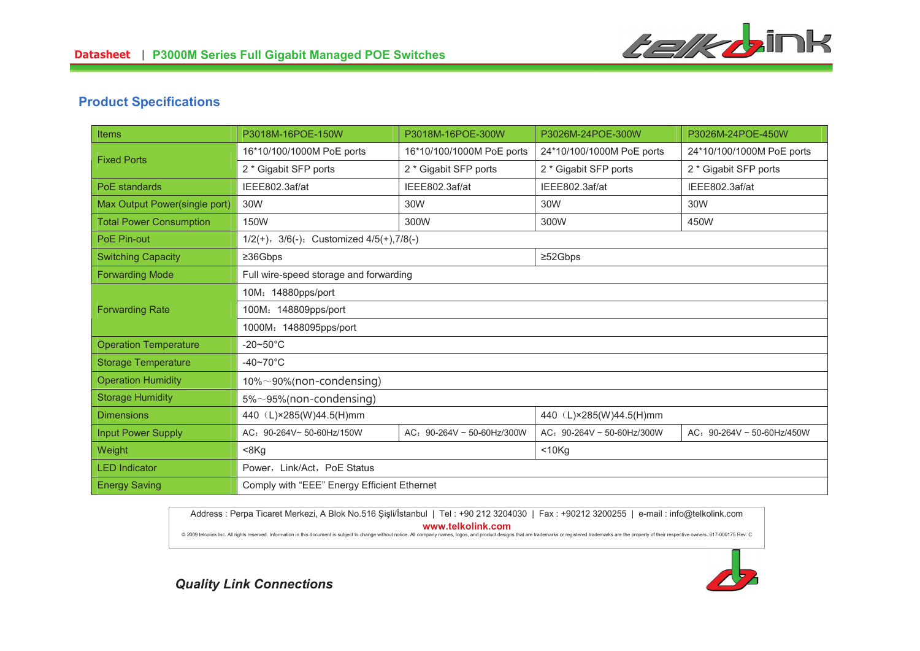## Product Specifications

| Items | P3018M-16POE-150W | P3018M-16POE-300W | P3026M-24POE-300W | P3026M-24POE-450W |
|---|---|---|---|---|
| Fixed Ports | 16*10/100/1000M PoE ports | 16*10/100/1000M PoE ports | 24*10/100/1000M PoE ports | 24*10/100/1000M PoE ports |
| | 2 * Gigabit SFP ports | 2 * Gigabit SFP ports | 2 * Gigabit SFP ports | 2 * Gigabit SFP ports |
| PoE standards | IEEE802.3af/at | IEEE802.3af/at | IEEE802.3af/at | IEEE802.3af/at |
| Max Output Power(single port) | 30W | 30W | 30W | 30W |
| Total Power Consumption | 150W | 300W | 300W | 450W |
| PoE Pin-out | 1/2(+)，3/6(-)；Customized 4/5(+),7/8(-) | | | |
| Switching Capacity | ≥36Gbps | | ≥52Gbps | |
| Forwarding Mode | Full wire-speed storage and forwarding | | | |
| Forwarding Rate | 10M：14880pps/port | | | |
| | 100M：148809pps/port | | | |
| | 1000M：1488095pps/port | | | |
| Operation Temperature | -20~50°C | | | |
| Storage Temperature | -40~70°C | | | |
| Operation Humidity | 10%～90%(non-condensing) | | | |
| Storage Humidity | 5%～95%(non-condensing) | | | |
| Dimensions | 440（L)×285(W)44.5(H)mm | | 440（L)×285(W)44.5(H)mm | |
| Input Power Supply | AC：90-264V~ 50-60Hz/150W | AC：90-264V ~ 50-60Hz/300W | AC：90-264V ~ 50-60Hz/300W | AC：90-264V ~ 50-60Hz/450W |
| Weight | <8Kg | | <10Kg | |
| LED Indicator | Power，Link/Act，PoE Status | | | |
| Energy Saving | Comply with “EEE” Energy Efficient Ethernet | | | |

Address : Perpa Ticaret Merkezi, A Blok No.516 Şişli/İstanbul | Tel : +90 212 3204030 | Fax : +90212 3200255 | e-mail : info@telkolink.com

www.telkolink.com

© 2009 telcolink Inc. All rights reserved. Information in this document is subject to change without notice. All company names, logos, and product designs that are trademarks or registered trademarks are the property of their respective owners. 617-000175 Rev. C

*Quality Link Connections*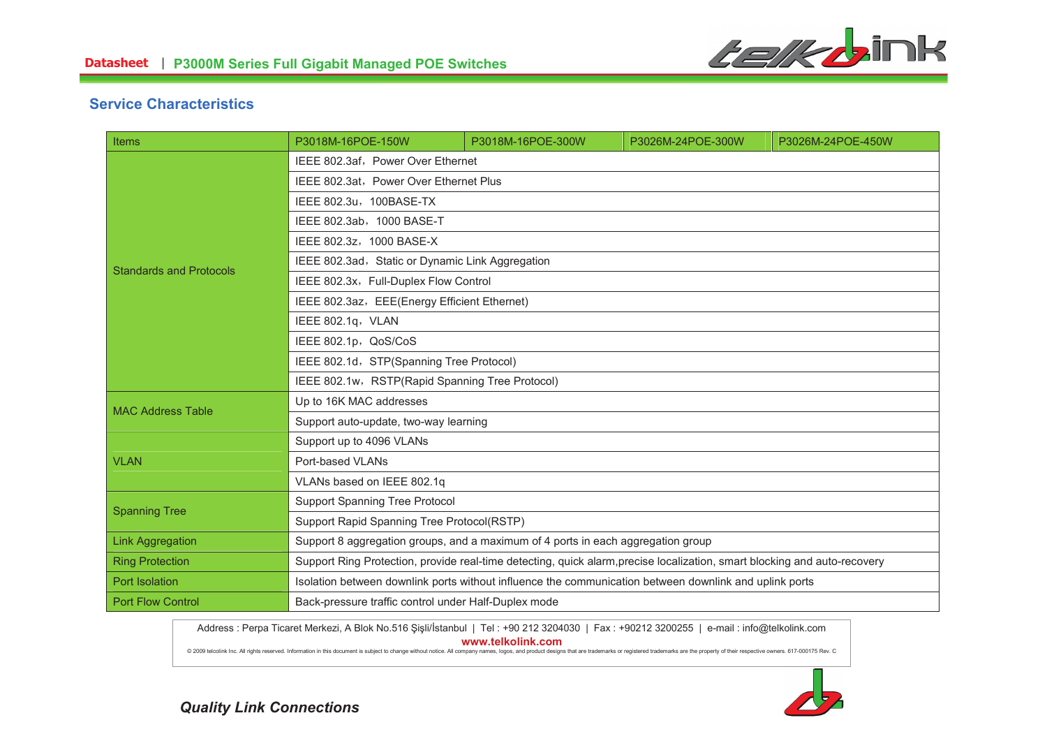## Service Characteristics

| Items | P3018M-16POE-150W | P3018M-16POE-300W | P3026M-24POE-300W | P3026M-24POE-450W |
|---|---|---|---|---|
| Standards and Protocols | IEEE 802.3af，Power Over Ethernet | | | |
| | IEEE 802.3at，Power Over Ethernet Plus | | | |
| | IEEE 802.3u，100BASE-TX | | | |
| | IEEE 802.3ab，1000 BASE-T | | | |
| | IEEE 802.3z，1000 BASE-X | | | |
| | IEEE 802.3ad，Static or Dynamic Link Aggregation | | | |
| | IEEE 802.3x，Full-Duplex Flow Control | | | |
| | IEEE 802.3az，EEE(Energy Efficient Ethernet) | | | |
| | IEEE 802.1q，VLAN | | | |
| | IEEE 802.1p，QoS/CoS | | | |
| | IEEE 802.1d，STP(Spanning Tree Protocol) | | | |
| | IEEE 802.1w，RSTP(Rapid Spanning Tree Protocol) | | | |
| MAC Address Table | Up to 16K MAC addresses | | | |
| | Support auto-update, two-way learning | | | |
| VLAN | Support up to 4096 VLANs | | | |
| | Port-based VLANs | | | |
| | VLANs based on IEEE 802.1q | | | |
| Spanning Tree | Support Spanning Tree Protocol | | | |
| | Support Rapid Spanning Tree Protocol(RSTP) | | | |
| Link Aggregation | Support 8 aggregation groups, and a maximum of 4 ports in each aggregation group | | | |
| Ring Protection | Support Ring Protection, provide real-time detecting, quick alarm,precise localization, smart blocking and auto-recovery | | | |
| Port Isolation | Isolation between downlink ports without influence the communication between downlink and uplink ports | | | |
| Port Flow Control | Back-pressure traffic control under Half-Duplex mode | | | |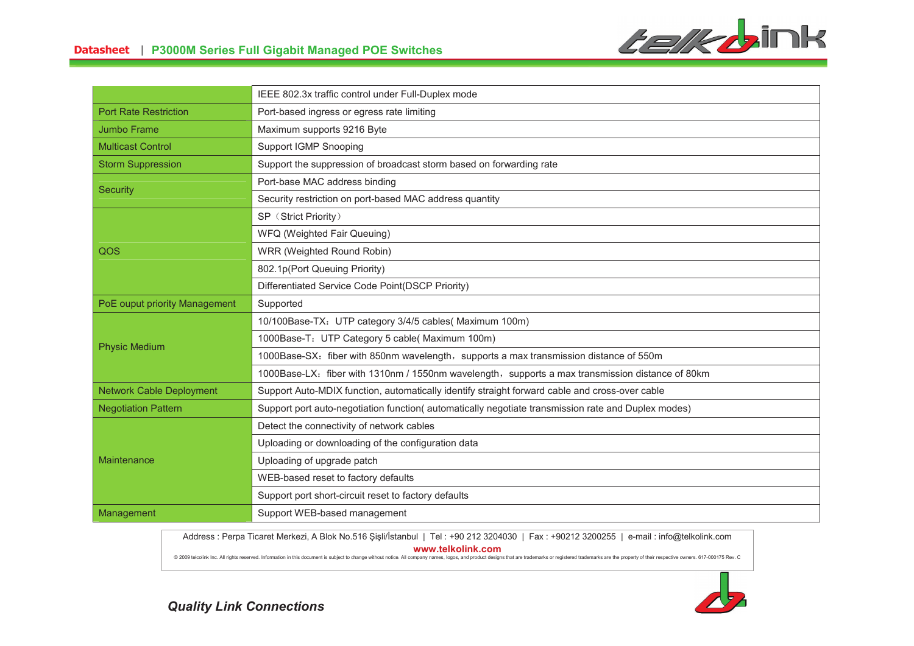| | |
|---|---|
| | IEEE 802.3x traffic control under Full-Duplex mode |
| Port Rate Restriction | Port-based ingress or egress rate limiting |
| Jumbo Frame | Maximum supports 9216 Byte |
| Multicast Control | Support IGMP Snooping |
| Storm Suppression | Support the suppression of broadcast storm based on forwarding rate |
| Security | Port-base MAC address binding |
| | Security restriction on port-based MAC address quantity |
| QOS | SP（Strict Priority） |
| | WFQ (Weighted Fair Queuing) |
| | WRR (Weighted Round Robin) |
| | 802.1p(Port Queuing Priority) |
| | Differentiated Service Code Point(DSCP Priority) |
| PoE ouput priority Management | Supported |
| Physic Medium | 10/100Base-TX：UTP category 3/4/5 cables( Maximum 100m) |
| | 1000Base-T：UTP Category 5 cable( Maximum 100m) |
| | 1000Base-SX：fiber with 850nm wavelength，supports a max transmission distance of 550m |
| | 1000Base-LX：fiber with 1310nm / 1550nm wavelength，supports a max transmission distance of 80km |
| Network Cable Deployment | Support Auto-MDIX function, automatically identify straight forward cable and cross-over cable |
| Negotiation Pattern | Support port auto-negotiation function( automatically negotiate transmission rate and Duplex modes) |
| Maintenance | Detect the connectivity of network cables |
| | Uploading or downloading of the configuration data |
| | Uploading of upgrade patch |
| | WEB-based reset to factory defaults |
| | Support port short-circuit reset to factory defaults |
| Management | Support WEB-based management |

Address : Perpa Ticaret Merkezi, A Blok No.516 Şişli/İstanbul | Tel : +90 212 3204030 | Fax : +90212 3200255 | e-mail : info@telkolink.com

www.telkolink.com

© 2009 telcolink Inc. All rights reserved. Information in this document is subject to change without notice. All company names, logos, and product designs that are trademarks or registered trademarks are the property of their respective owners. 617-000175 Rev. C

*Quality Link Connections*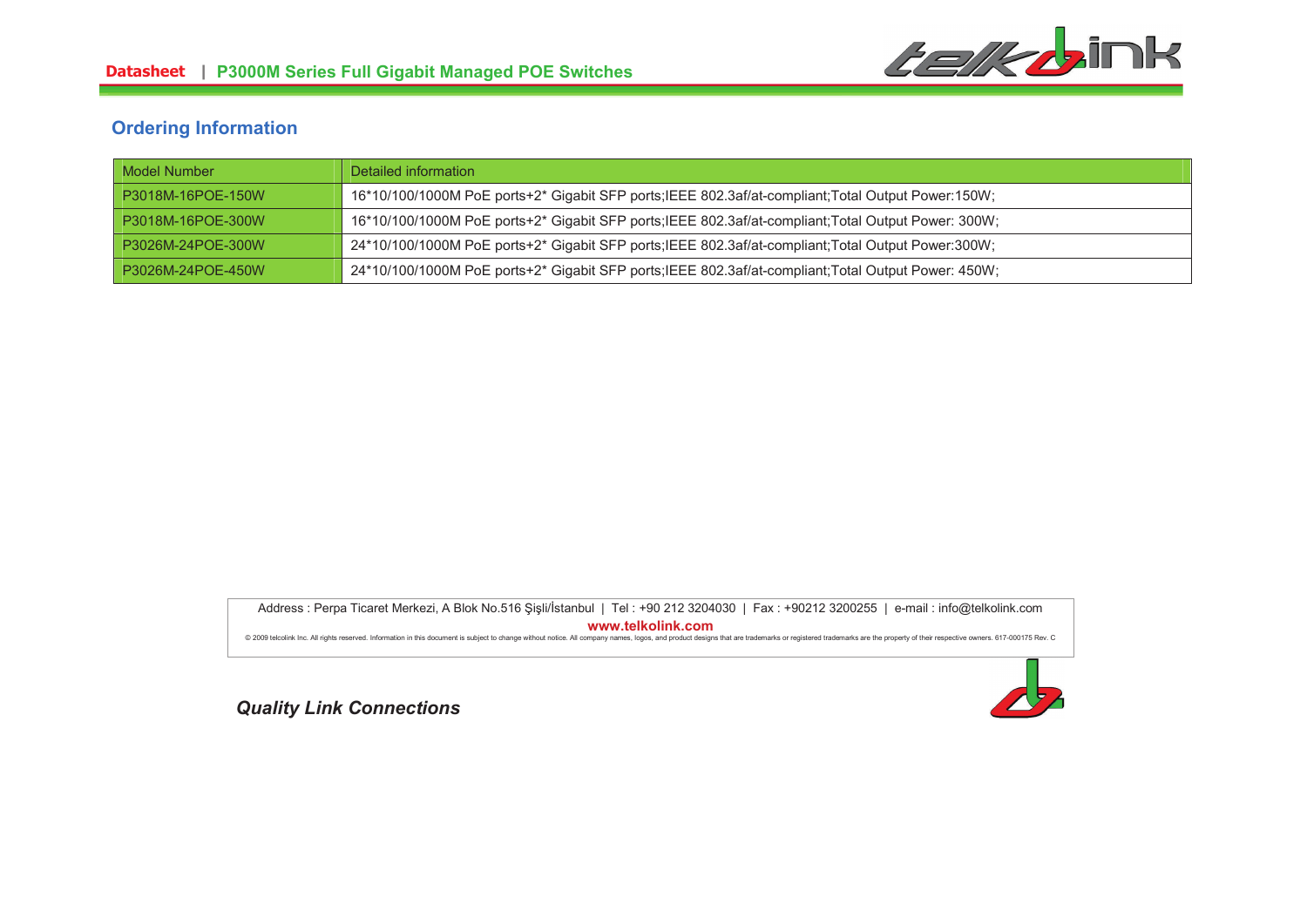## Ordering Information

| Model Number | Detailed information |
| --- | --- |
| P3018M-16POE-150W | 16*10/100/1000M PoE ports+2* Gigabit SFP ports;IEEE 802.3af/at-compliant;Total Output Power:150W; |
| P3018M-16POE-300W | 16*10/100/1000M PoE ports+2* Gigabit SFP ports;IEEE 802.3af/at-compliant;Total Output Power: 300W; |
| P3026M-24POE-300W | 24*10/100/1000M PoE ports+2* Gigabit SFP ports;IEEE 802.3af/at-compliant;Total Output Power:300W; |
| P3026M-24POE-450W | 24*10/100/1000M PoE ports+2* Gigabit SFP ports;IEEE 802.3af/at-compliant;Total Output Power: 450W; |